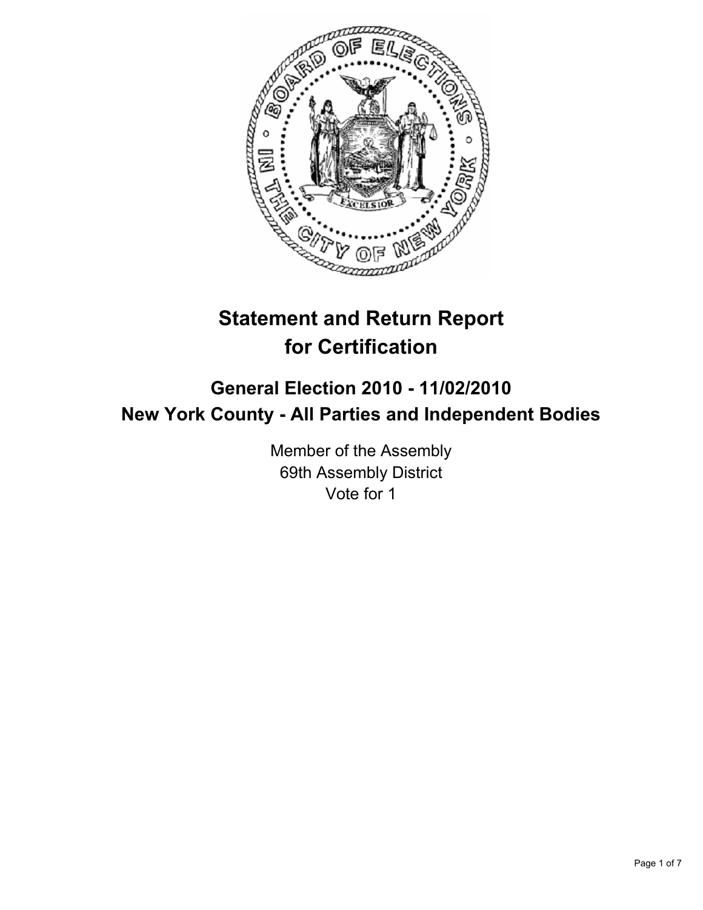# Statement and Return Report for Certification

## General Election 2010 - 11/02/2010
## New York County - All Parties and Independent Bodies

Member of the Assembly
69th Assembly District
Vote for 1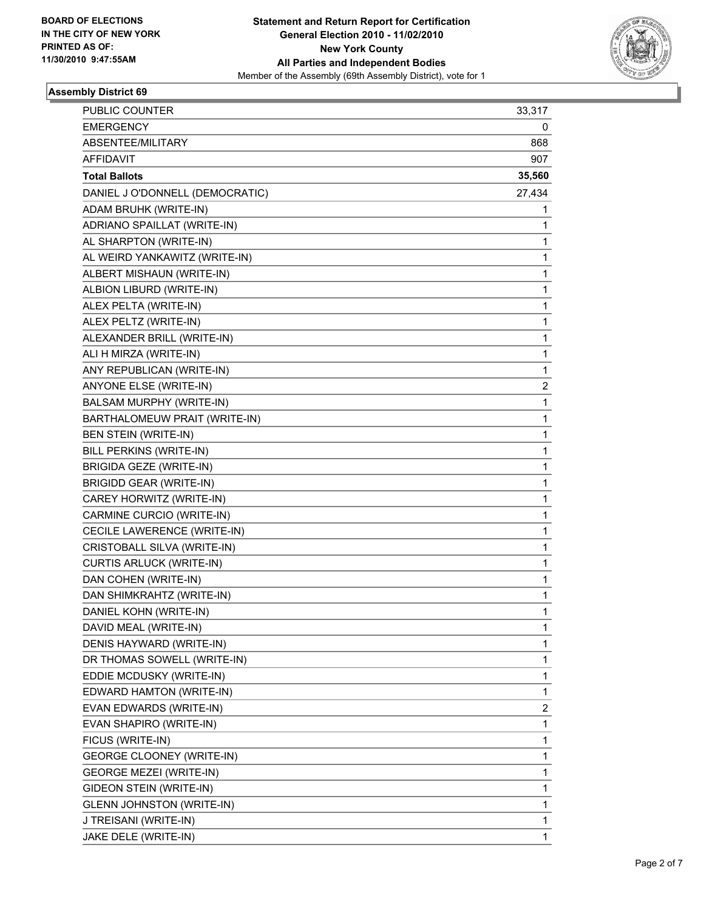**BOARD OF ELECTIONS IN THE CITY OF NEW YORK PRINTED AS OF: 11/30/2010 9:47:55AM**

**Statement and Return Report for Certification General Election 2010 - 11/02/2010 New York County All Parties and Independent Bodies**

Member of the Assembly (69th Assembly District), vote for 1

### Assembly District 69

| | |
|---|---|
| PUBLIC COUNTER | 33,317 |
| EMERGENCY | 0 |
| ABSENTEE/MILITARY | 868 |
| AFFIDAVIT | 907 |
| **Total Ballots** | **35,560** |
| DANIEL J O'DONNELL (DEMOCRATIC) | 27,434 |
| ADAM BRUHK (WRITE-IN) | 1 |
| ADRIANO SPAILLAT (WRITE-IN) | 1 |
| AL SHARPTON (WRITE-IN) | 1 |
| AL WEIRD YANKAWITZ (WRITE-IN) | 1 |
| ALBERT MISHAUN (WRITE-IN) | 1 |
| ALBION LIBURD (WRITE-IN) | 1 |
| ALEX PELTA (WRITE-IN) | 1 |
| ALEX PELTZ (WRITE-IN) | 1 |
| ALEXANDER BRILL (WRITE-IN) | 1 |
| ALI H MIRZA (WRITE-IN) | 1 |
| ANY REPUBLICAN (WRITE-IN) | 1 |
| ANYONE ELSE (WRITE-IN) | 2 |
| BALSAM MURPHY (WRITE-IN) | 1 |
| BARTHALOMEUW PRAIT (WRITE-IN) | 1 |
| BEN STEIN (WRITE-IN) | 1 |
| BILL PERKINS (WRITE-IN) | 1 |
| BRIGIDA GEZE (WRITE-IN) | 1 |
| BRIGIDD GEAR (WRITE-IN) | 1 |
| CAREY HORWITZ (WRITE-IN) | 1 |
| CARMINE CURCIO (WRITE-IN) | 1 |
| CECILE LAWERENCE (WRITE-IN) | 1 |
| CRISTOBALL SILVA (WRITE-IN) | 1 |
| CURTIS ARLUCK (WRITE-IN) | 1 |
| DAN COHEN (WRITE-IN) | 1 |
| DAN SHIMKRAHTZ (WRITE-IN) | 1 |
| DANIEL KOHN (WRITE-IN) | 1 |
| DAVID MEAL (WRITE-IN) | 1 |
| DENIS HAYWARD (WRITE-IN) | 1 |
| DR THOMAS SOWELL (WRITE-IN) | 1 |
| EDDIE MCDUSKY (WRITE-IN) | 1 |
| EDWARD HAMTON (WRITE-IN) | 1 |
| EVAN EDWARDS (WRITE-IN) | 2 |
| EVAN SHAPIRO (WRITE-IN) | 1 |
| FICUS (WRITE-IN) | 1 |
| GEORGE CLOONEY (WRITE-IN) | 1 |
| GEORGE MEZEI (WRITE-IN) | 1 |
| GIDEON STEIN (WRITE-IN) | 1 |
| GLENN JOHNSTON (WRITE-IN) | 1 |
| J TREISANI (WRITE-IN) | 1 |
| JAKE DELE (WRITE-IN) | 1 |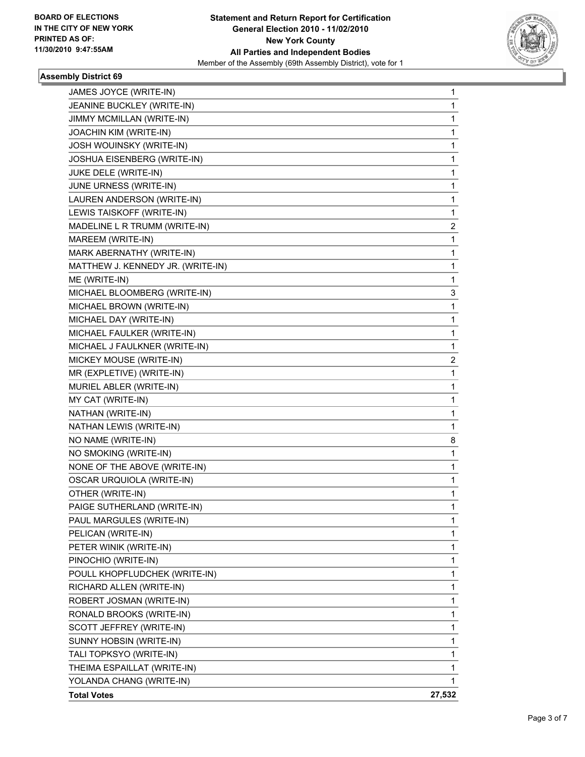**BOARD OF ELECTIONS IN THE CITY OF NEW YORK PRINTED AS OF: 11/30/2010 9:47:55AM**

**Statement and Return Report for Certification General Election 2010 - 11/02/2010 New York County All Parties and Independent Bodies**

Member of the Assembly (69th Assembly District), vote for 1

### Assembly District 69

| | |
|---|---|
| JAMES JOYCE (WRITE-IN) | 1 |
| JEANINE BUCKLEY (WRITE-IN) | 1 |
| JIMMY MCMILLAN (WRITE-IN) | 1 |
| JOACHIN KIM (WRITE-IN) | 1 |
| JOSH WOUINSKY (WRITE-IN) | 1 |
| JOSHUA EISENBERG (WRITE-IN) | 1 |
| JUKE DELE (WRITE-IN) | 1 |
| JUNE URNESS (WRITE-IN) | 1 |
| LAUREN ANDERSON (WRITE-IN) | 1 |
| LEWIS TAISKOFF (WRITE-IN) | 1 |
| MADELINE L R TRUMM (WRITE-IN) | 2 |
| MAREEM (WRITE-IN) | 1 |
| MARK ABERNATHY (WRITE-IN) | 1 |
| MATTHEW J. KENNEDY JR. (WRITE-IN) | 1 |
| ME (WRITE-IN) | 1 |
| MICHAEL BLOOMBERG (WRITE-IN) | 3 |
| MICHAEL BROWN (WRITE-IN) | 1 |
| MICHAEL DAY (WRITE-IN) | 1 |
| MICHAEL FAULKER (WRITE-IN) | 1 |
| MICHAEL J FAULKNER (WRITE-IN) | 1 |
| MICKEY MOUSE (WRITE-IN) | 2 |
| MR (EXPLETIVE) (WRITE-IN) | 1 |
| MURIEL ABLER (WRITE-IN) | 1 |
| MY CAT (WRITE-IN) | 1 |
| NATHAN (WRITE-IN) | 1 |
| NATHAN LEWIS (WRITE-IN) | 1 |
| NO NAME (WRITE-IN) | 8 |
| NO SMOKING (WRITE-IN) | 1 |
| NONE OF THE ABOVE (WRITE-IN) | 1 |
| OSCAR URQUIOLA (WRITE-IN) | 1 |
| OTHER (WRITE-IN) | 1 |
| PAIGE SUTHERLAND (WRITE-IN) | 1 |
| PAUL MARGULES (WRITE-IN) | 1 |
| PELICAN (WRITE-IN) | 1 |
| PETER WINIK (WRITE-IN) | 1 |
| PINOCHIO (WRITE-IN) | 1 |
| POULL KHOPFLUDCHEK (WRITE-IN) | 1 |
| RICHARD ALLEN (WRITE-IN) | 1 |
| ROBERT JOSMAN (WRITE-IN) | 1 |
| RONALD BROOKS (WRITE-IN) | 1 |
| SCOTT JEFFREY (WRITE-IN) | 1 |
| SUNNY HOBSIN (WRITE-IN) | 1 |
| TALI TOPKSYO (WRITE-IN) | 1 |
| THEIMA ESPAILLAT (WRITE-IN) | 1 |
| YOLANDA CHANG (WRITE-IN) | 1 |
| **Total Votes** | **27,532** |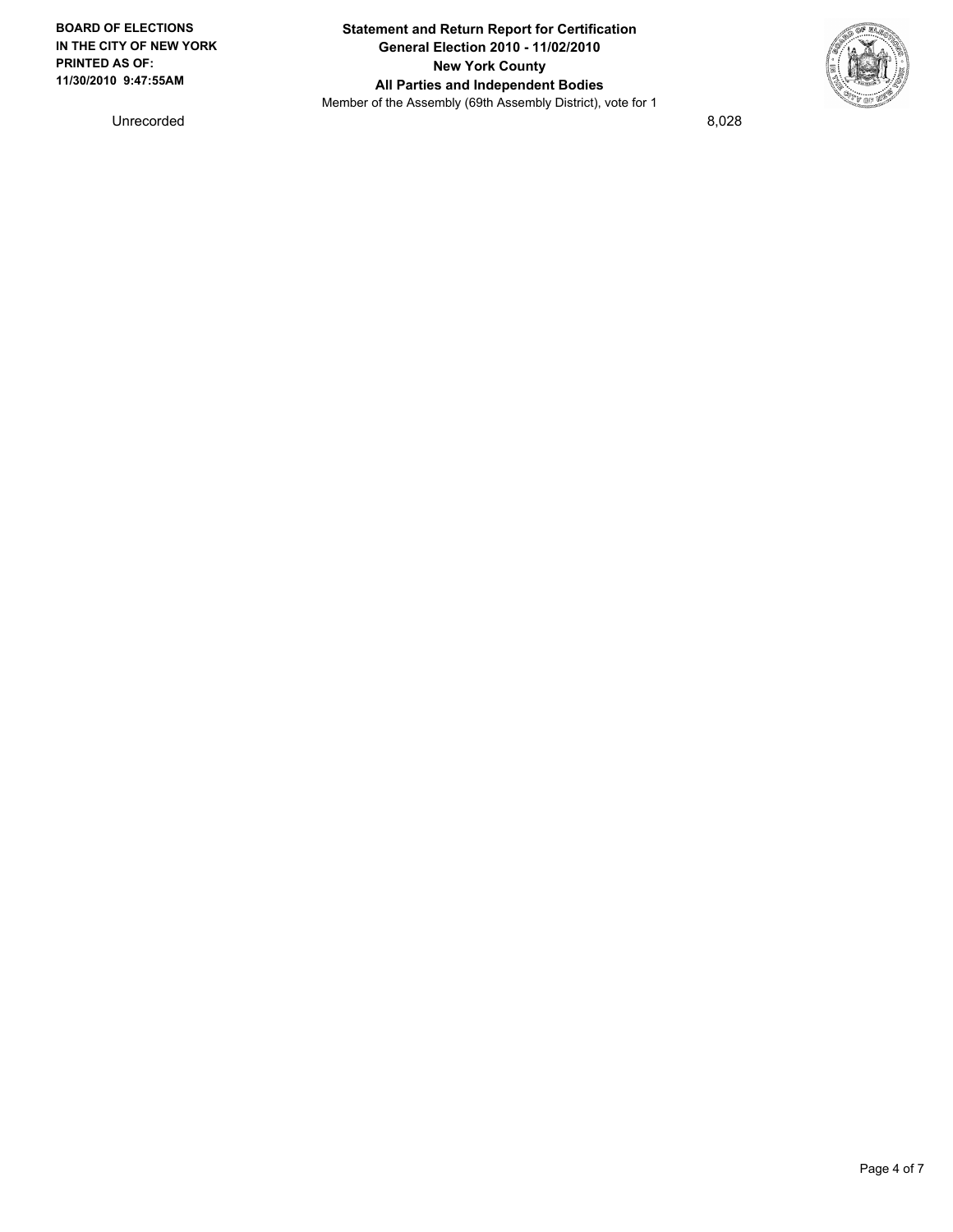**BOARD OF ELECTIONS IN THE CITY OF NEW YORK PRINTED AS OF: 11/30/2010 9:47:55AM**

**Statement and Return Report for Certification**
**General Election 2010 - 11/02/2010**
**New York County**
**All Parties and Independent Bodies**
Member of the Assembly (69th Assembly District), vote for 1

| | |
|---|---|
| Unrecorded | 8,028 |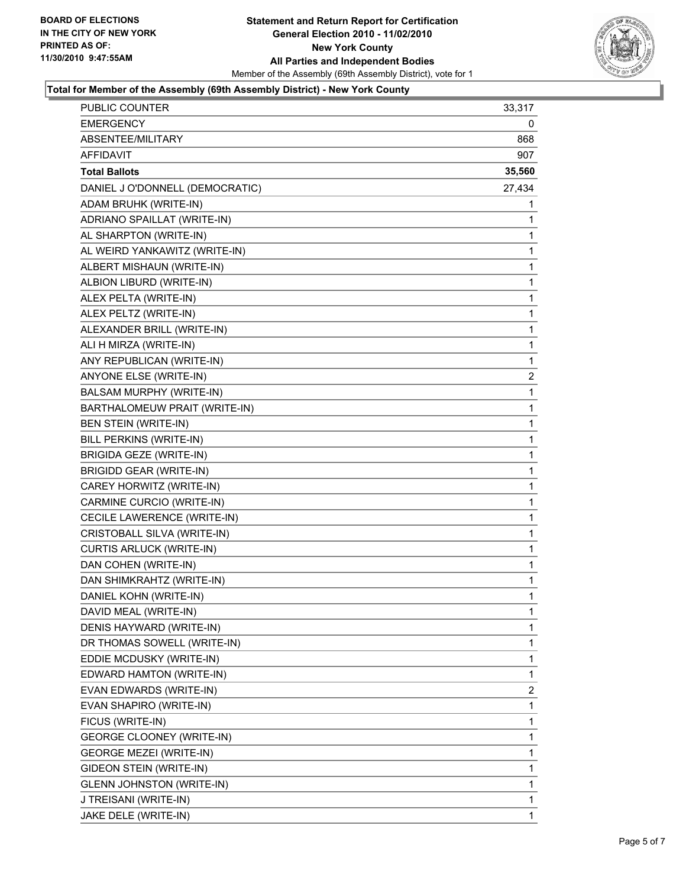**BOARD OF ELECTIONS IN THE CITY OF NEW YORK PRINTED AS OF: 11/30/2010 9:47:55AM**

**Statement and Return Report for Certification**
**General Election 2010 - 11/02/2010**
**New York County**
**All Parties and Independent Bodies**
Member of the Assembly (69th Assembly District), vote for 1

### Total for Member of the Assembly (69th Assembly District) - New York County

| | |
|---|---|
| PUBLIC COUNTER | 33,317 |
| EMERGENCY | 0 |
| ABSENTEE/MILITARY | 868 |
| AFFIDAVIT | 907 |
| **Total Ballots** | **35,560** |
| DANIEL J O'DONNELL (DEMOCRATIC) | 27,434 |
| ADAM BRUHK (WRITE-IN) | 1 |
| ADRIANO SPAILLAT (WRITE-IN) | 1 |
| AL SHARPTON (WRITE-IN) | 1 |
| AL WEIRD YANKAWITZ (WRITE-IN) | 1 |
| ALBERT MISHAUN (WRITE-IN) | 1 |
| ALBION LIBURD (WRITE-IN) | 1 |
| ALEX PELTA (WRITE-IN) | 1 |
| ALEX PELTZ (WRITE-IN) | 1 |
| ALEXANDER BRILL (WRITE-IN) | 1 |
| ALI H MIRZA (WRITE-IN) | 1 |
| ANY REPUBLICAN (WRITE-IN) | 1 |
| ANYONE ELSE (WRITE-IN) | 2 |
| BALSAM MURPHY (WRITE-IN) | 1 |
| BARTHALOMEUW PRAIT (WRITE-IN) | 1 |
| BEN STEIN (WRITE-IN) | 1 |
| BILL PERKINS (WRITE-IN) | 1 |
| BRIGIDA GEZE (WRITE-IN) | 1 |
| BRIGIDD GEAR (WRITE-IN) | 1 |
| CAREY HORWITZ (WRITE-IN) | 1 |
| CARMINE CURCIO (WRITE-IN) | 1 |
| CECILE LAWERENCE (WRITE-IN) | 1 |
| CRISTOBALL SILVA (WRITE-IN) | 1 |
| CURTIS ARLUCK (WRITE-IN) | 1 |
| DAN COHEN (WRITE-IN) | 1 |
| DAN SHIMKRAHTZ (WRITE-IN) | 1 |
| DANIEL KOHN (WRITE-IN) | 1 |
| DAVID MEAL (WRITE-IN) | 1 |
| DENIS HAYWARD (WRITE-IN) | 1 |
| DR THOMAS SOWELL (WRITE-IN) | 1 |
| EDDIE MCDUSKY (WRITE-IN) | 1 |
| EDWARD HAMTON (WRITE-IN) | 1 |
| EVAN EDWARDS (WRITE-IN) | 2 |
| EVAN SHAPIRO (WRITE-IN) | 1 |
| FICUS (WRITE-IN) | 1 |
| GEORGE CLOONEY (WRITE-IN) | 1 |
| GEORGE MEZEI (WRITE-IN) | 1 |
| GIDEON STEIN (WRITE-IN) | 1 |
| GLENN JOHNSTON (WRITE-IN) | 1 |
| J TREISANI (WRITE-IN) | 1 |
| JAKE DELE (WRITE-IN) | 1 |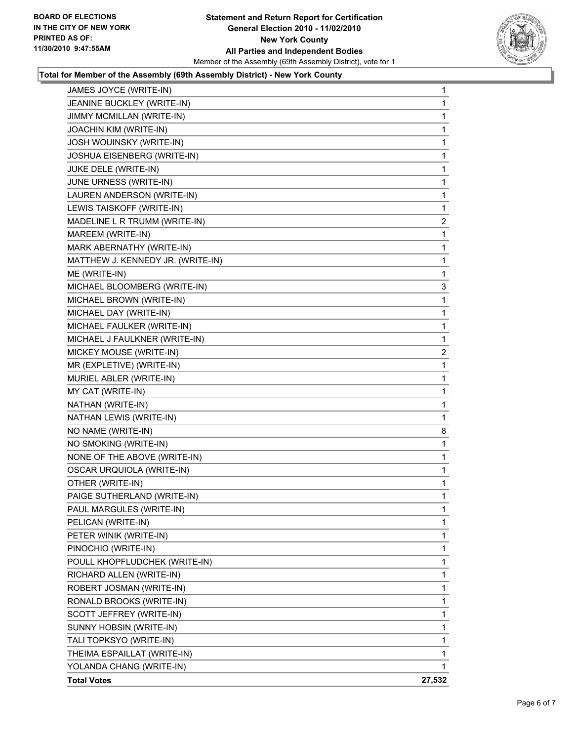**BOARD OF ELECTIONS IN THE CITY OF NEW YORK PRINTED AS OF: 11/30/2010 9:47:55AM**

**Statement and Return Report for Certification General Election 2010 - 11/02/2010 New York County All Parties and Independent Bodies**

Member of the Assembly (69th Assembly District), vote for 1

**Total for Member of the Assembly (69th Assembly District) - New York County**

| | |
|---|---|
| JAMES JOYCE (WRITE-IN) | 1 |
| JEANINE BUCKLEY (WRITE-IN) | 1 |
| JIMMY MCMILLAN (WRITE-IN) | 1 |
| JOACHIN KIM (WRITE-IN) | 1 |
| JOSH WOUINSKY (WRITE-IN) | 1 |
| JOSHUA EISENBERG (WRITE-IN) | 1 |
| JUKE DELE (WRITE-IN) | 1 |
| JUNE URNESS (WRITE-IN) | 1 |
| LAUREN ANDERSON (WRITE-IN) | 1 |
| LEWIS TAISKOFF (WRITE-IN) | 1 |
| MADELINE L R TRUMM (WRITE-IN) | 2 |
| MAREEM (WRITE-IN) | 1 |
| MARK ABERNATHY (WRITE-IN) | 1 |
| MATTHEW J. KENNEDY JR. (WRITE-IN) | 1 |
| ME (WRITE-IN) | 1 |
| MICHAEL BLOOMBERG (WRITE-IN) | 3 |
| MICHAEL BROWN (WRITE-IN) | 1 |
| MICHAEL DAY (WRITE-IN) | 1 |
| MICHAEL FAULKER (WRITE-IN) | 1 |
| MICHAEL J FAULKNER (WRITE-IN) | 1 |
| MICKEY MOUSE (WRITE-IN) | 2 |
| MR (EXPLETIVE) (WRITE-IN) | 1 |
| MURIEL ABLER (WRITE-IN) | 1 |
| MY CAT (WRITE-IN) | 1 |
| NATHAN (WRITE-IN) | 1 |
| NATHAN LEWIS (WRITE-IN) | 1 |
| NO NAME (WRITE-IN) | 8 |
| NO SMOKING (WRITE-IN) | 1 |
| NONE OF THE ABOVE (WRITE-IN) | 1 |
| OSCAR URQUIOLA (WRITE-IN) | 1 |
| OTHER (WRITE-IN) | 1 |
| PAIGE SUTHERLAND (WRITE-IN) | 1 |
| PAUL MARGULES (WRITE-IN) | 1 |
| PELICAN (WRITE-IN) | 1 |
| PETER WINIK (WRITE-IN) | 1 |
| PINOCHIO (WRITE-IN) | 1 |
| POULL KHOPFLUDCHEK (WRITE-IN) | 1 |
| RICHARD ALLEN (WRITE-IN) | 1 |
| ROBERT JOSMAN (WRITE-IN) | 1 |
| RONALD BROOKS (WRITE-IN) | 1 |
| SCOTT JEFFREY (WRITE-IN) | 1 |
| SUNNY HOBSIN (WRITE-IN) | 1 |
| TALI TOPKSYO (WRITE-IN) | 1 |
| THEIMA ESPAILLAT (WRITE-IN) | 1 |
| YOLANDA CHANG (WRITE-IN) | 1 |
| **Total Votes** | **27,532** |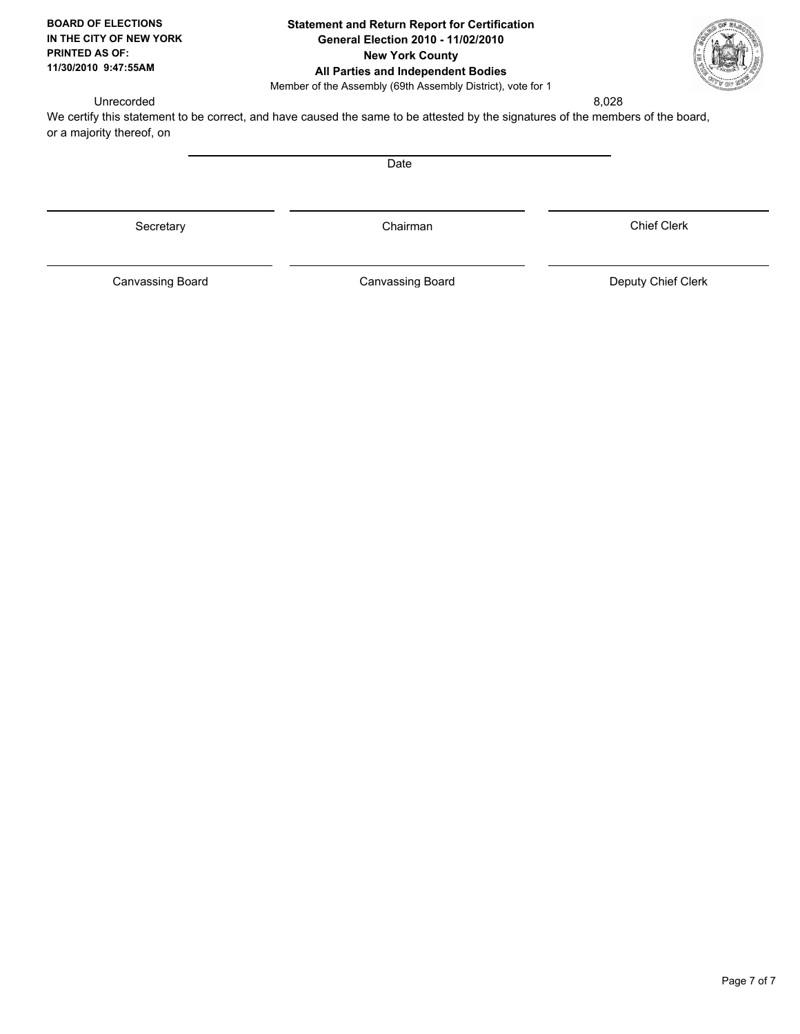**BOARD OF ELECTIONS IN THE CITY OF NEW YORK PRINTED AS OF: 11/30/2010 9:47:55AM**

**Statement and Return Report for Certification**
**General Election 2010 - 11/02/2010**
**New York County**
**All Parties and Independent Bodies**
Member of the Assembly (69th Assembly District), vote for 1

| | |
|---|---|
| Unrecorded | 8,028 |

We certify this statement to be correct, and have caused the same to be attested by the signatures of the members of the board, or a majority thereof, on

Date

| | | |
|---|---|---|
| Secretary | Chairman | Chief Clerk |
| Canvassing Board | Canvassing Board | Deputy Chief Clerk |